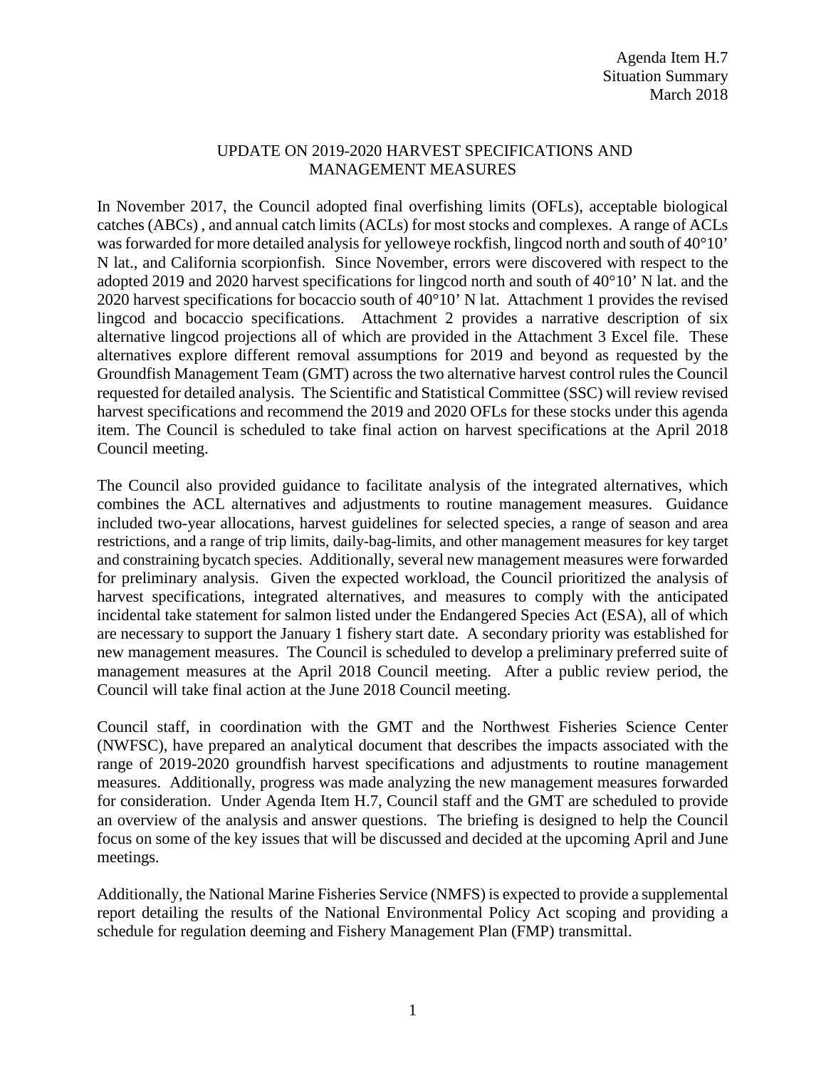Agenda Item H.7
Situation Summary
March 2018

# UPDATE ON 2019-2020 HARVEST SPECIFICATIONS AND MANAGEMENT MEASURES

In November 2017, the Council adopted final overfishing limits (OFLs), acceptable biological catches (ABCs) , and annual catch limits (ACLs) for most stocks and complexes. A range of ACLs was forwarded for more detailed analysis for yelloweye rockfish, lingcod north and south of 40°10' N lat., and California scorpionfish. Since November, errors were discovered with respect to the adopted 2019 and 2020 harvest specifications for lingcod north and south of 40°10' N lat. and the 2020 harvest specifications for bocaccio south of 40°10' N lat. Attachment 1 provides the revised lingcod and bocaccio specifications. Attachment 2 provides a narrative description of six alternative lingcod projections all of which are provided in the Attachment 3 Excel file. These alternatives explore different removal assumptions for 2019 and beyond as requested by the Groundfish Management Team (GMT) across the two alternative harvest control rules the Council requested for detailed analysis. The Scientific and Statistical Committee (SSC) will review revised harvest specifications and recommend the 2019 and 2020 OFLs for these stocks under this agenda item. The Council is scheduled to take final action on harvest specifications at the April 2018 Council meeting.

The Council also provided guidance to facilitate analysis of the integrated alternatives, which combines the ACL alternatives and adjustments to routine management measures. Guidance included two-year allocations, harvest guidelines for selected species, a range of season and area restrictions, and a range of trip limits, daily-bag-limits, and other management measures for key target and constraining bycatch species. Additionally, several new management measures were forwarded for preliminary analysis. Given the expected workload, the Council prioritized the analysis of harvest specifications, integrated alternatives, and measures to comply with the anticipated incidental take statement for salmon listed under the Endangered Species Act (ESA), all of which are necessary to support the January 1 fishery start date. A secondary priority was established for new management measures. The Council is scheduled to develop a preliminary preferred suite of management measures at the April 2018 Council meeting. After a public review period, the Council will take final action at the June 2018 Council meeting.

Council staff, in coordination with the GMT and the Northwest Fisheries Science Center (NWFSC), have prepared an analytical document that describes the impacts associated with the range of 2019-2020 groundfish harvest specifications and adjustments to routine management measures. Additionally, progress was made analyzing the new management measures forwarded for consideration. Under Agenda Item H.7, Council staff and the GMT are scheduled to provide an overview of the analysis and answer questions. The briefing is designed to help the Council focus on some of the key issues that will be discussed and decided at the upcoming April and June meetings.

Additionally, the National Marine Fisheries Service (NMFS) is expected to provide a supplemental report detailing the results of the National Environmental Policy Act scoping and providing a schedule for regulation deeming and Fishery Management Plan (FMP) transmittal.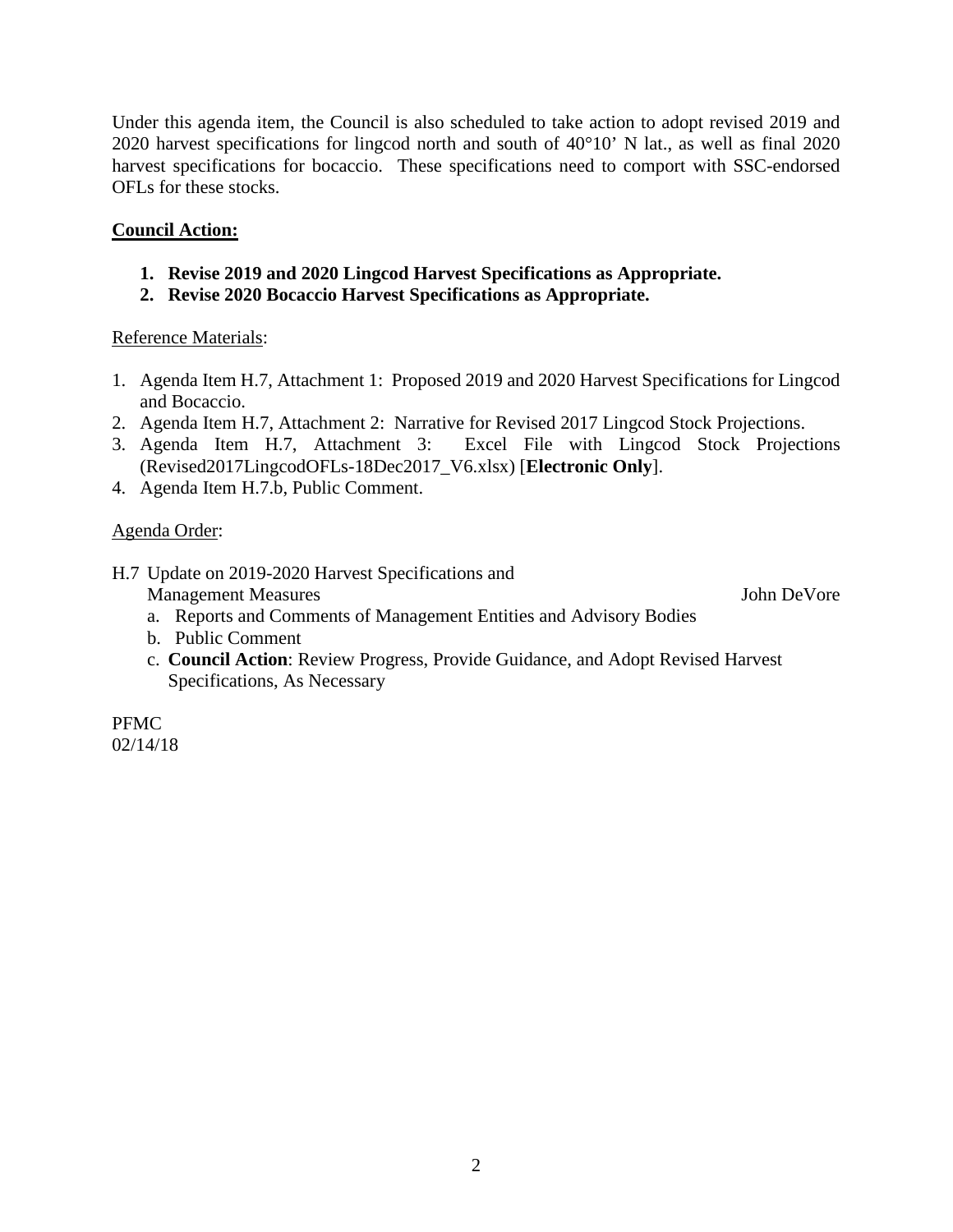Under this agenda item, the Council is also scheduled to take action to adopt revised 2019 and 2020 harvest specifications for lingcod north and south of 40°10' N lat., as well as final 2020 harvest specifications for bocaccio. These specifications need to comport with SSC-endorsed OFLs for these stocks.

**Council Action:**

1. **Revise 2019 and 2020 Lingcod Harvest Specifications as Appropriate.**
2. **Revise 2020 Bocaccio Harvest Specifications as Appropriate.**

Reference Materials:

1. Agenda Item H.7, Attachment 1: Proposed 2019 and 2020 Harvest Specifications for Lingcod and Bocaccio.
2. Agenda Item H.7, Attachment 2: Narrative for Revised 2017 Lingcod Stock Projections.
3. Agenda Item H.7, Attachment 3: Excel File with Lingcod Stock Projections (Revised2017LingcodOFLs-18Dec2017_V6.xlsx) [**Electronic Only**].
4. Agenda Item H.7.b, Public Comment.

Agenda Order:

H.7 Update on 2019-2020 Harvest Specifications and Management Measures — John DeVore

a. Reports and Comments of Management Entities and Advisory Bodies
b. Public Comment
c. **Council Action**: Review Progress, Provide Guidance, and Adopt Revised Harvest Specifications, As Necessary

PFMC
02/14/18